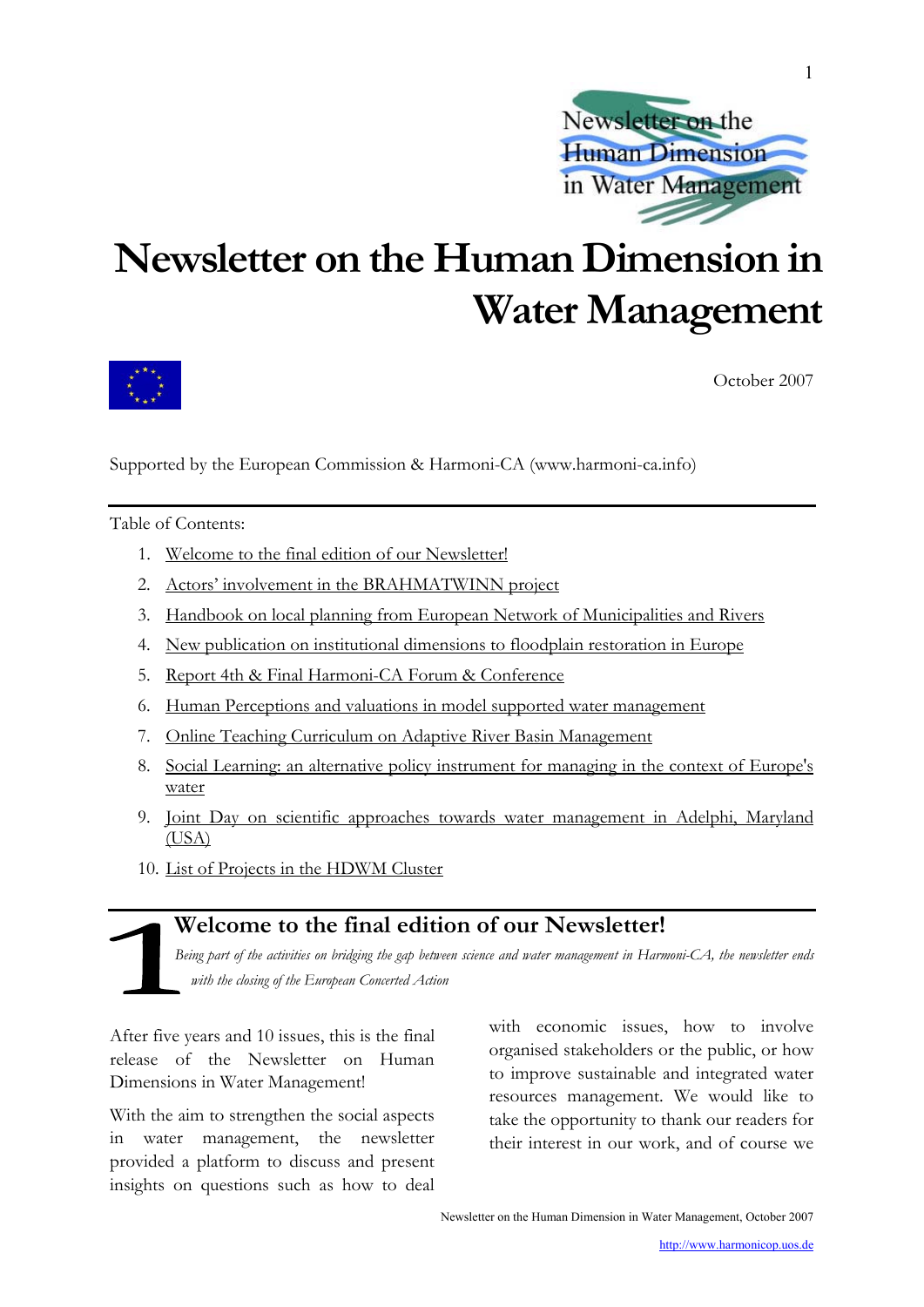# Newsletter on the Human Dimension in Water Management

October 2007

Supported by the European Commission & Harmoni-CA (www.harmoni-ca.info)

---

Table of Contents:

1. Welcome to the final edition of our Newsletter!
2. Actors' involvement in the BRAHMATWINN project
3. Handbook on local planning from European Network of Municipalities and Rivers
4. New publication on institutional dimensions to floodplain restoration in Europe
5. Report 4th & Final Harmoni-CA Forum & Conference
6. Human Perceptions and valuations in model supported water management
7. Online Teaching Curriculum on Adaptive River Basin Management
8. Social Learning: an alternative policy instrument for managing in the context of Europe's water
9. Joint Day on scientific approaches towards water management in Adelphi, Maryland (USA)
10. List of Projects in the HDWM Cluster

## 1 Welcome to the final edition of our Newsletter!

*Being part of the activities on bridging the gap between science and water management in Harmoni-CA, the newsletter ends with the closing of the European Concerted Action*

After five years and 10 issues, this is the final release of the Newsletter on Human Dimensions in Water Management!

With the aim to strengthen the social aspects in water management, the newsletter provided a platform to discuss and present insights on questions such as how to deal with economic issues, how to involve organised stakeholders or the public, or how to improve sustainable and integrated water resources management. We would like to take the opportunity to thank our readers for their interest in our work, and of course we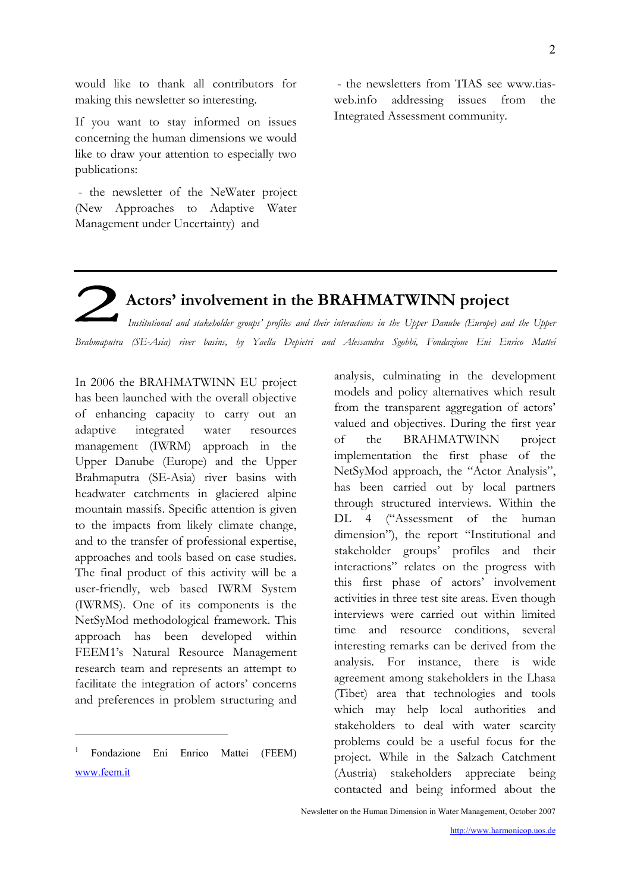would like to thank all contributors for making this newsletter so interesting.

If you want to stay informed on issues concerning the human dimensions we would like to draw your attention to especially two publications:

- the newsletter of the NeWater project (New Approaches to Adaptive Water Management under Uncertainty) and

- the newsletters from TIAS see www.tias-web.info addressing issues from the Integrated Assessment community.

## 2 Actors' involvement in the BRAHMATWINN project

*Institutional and stakeholder groups' profiles and their interactions in the Upper Danube (Europe) and the Upper Brahmaputra (SE-Asia) river basins, by Yaella Depietri and Alessandra Sgobbi, Fondazione Eni Enrico Mattei*

In 2006 the BRAHMATWINN EU project has been launched with the overall objective of enhancing capacity to carry out an adaptive integrated water resources management (IWRM) approach in the Upper Danube (Europe) and the Upper Brahmaputra (SE-Asia) river basins with headwater catchments in glaciered alpine mountain massifs. Specific attention is given to the impacts from likely climate change, and to the transfer of professional expertise, approaches and tools based on case studies. The final product of this activity will be a user-friendly, web based IWRM System (IWRMS). One of its components is the NetSyMod methodological framework. This approach has been developed within FEEM1's Natural Resource Management research team and represents an attempt to facilitate the integration of actors' concerns and preferences in problem structuring and analysis, culminating in the development models and policy alternatives which result from the transparent aggregation of actors' valued and objectives. During the first year of the BRAHMATWINN project implementation the first phase of the NetSyMod approach, the "Actor Analysis", has been carried out by local partners through structured interviews. Within the DL 4 ("Assessment of the human dimension"), the report "Institutional and stakeholder groups' profiles and their interactions" relates on the progress with this first phase of actors' involvement activities in three test site areas. Even though interviews were carried out within limited time and resource conditions, several interesting remarks can be derived from the analysis. For instance, there is wide agreement among stakeholders in the Lhasa (Tibet) area that technologies and tools which may help local authorities and stakeholders to deal with water scarcity problems could be a useful focus for the project. While in the Salzach Catchment (Austria) stakeholders appreciate being contacted and being informed about the

[1] Fondazione Eni Enrico Mattei (FEEM) www.feem.it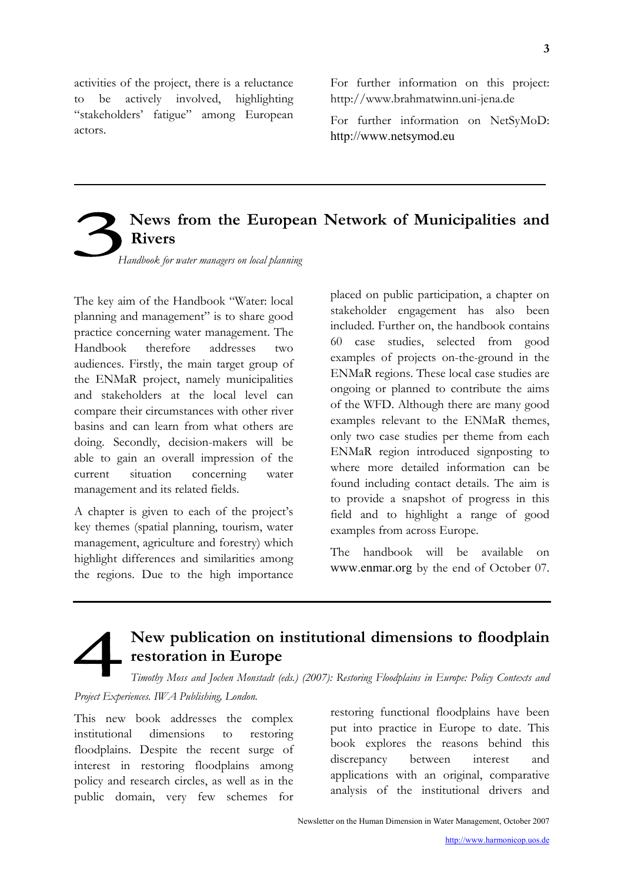activities of the project, there is a reluctance to be actively involved, highlighting "stakeholders' fatigue" among European actors.

For further information on this project: http://www.brahmatwinn.uni-jena.de

For further information on NetSyMoD: http://www.netsymod.eu

## 3 News from the European Network of Municipalities and Rivers

*Handbook for water managers on local planning*

The key aim of the Handbook "Water: local planning and management" is to share good practice concerning water management. The Handbook therefore addresses two audiences. Firstly, the main target group of the ENMaR project, namely municipalities and stakeholders at the local level can compare their circumstances with other river basins and can learn from what others are doing. Secondly, decision-makers will be able to gain an overall impression of the current situation concerning water management and its related fields.

A chapter is given to each of the project's key themes (spatial planning, tourism, water management, agriculture and forestry) which highlight differences and similarities among the regions. Due to the high importance placed on public participation, a chapter on stakeholder engagement has also been included. Further on, the handbook contains 60 case studies, selected from good examples of projects on-the-ground in the ENMaR regions. These local case studies are ongoing or planned to contribute the aims of the WFD. Although there are many good examples relevant to the ENMaR themes, only two case studies per theme from each ENMaR region introduced signposting to where more detailed information can be found including contact details. The aim is to provide a snapshot of progress in this field and to highlight a range of good examples from across Europe.

The handbook will be available on www.enmar.org by the end of October 07.

## 4 New publication on institutional dimensions to floodplain restoration in Europe

*Timothy Moss and Jochen Monstadt (eds.) (2007): Restoring Floodplains in Europe: Policy Contexts and Project Experiences. IWA Publishing, London.*

This new book addresses the complex institutional dimensions to restoring floodplains. Despite the recent surge of interest in restoring floodplains among policy and research circles, as well as in the public domain, very few schemes for restoring functional floodplains have been put into practice in Europe to date. This book explores the reasons behind this discrepancy between interest and applications with an original, comparative analysis of the institutional drivers and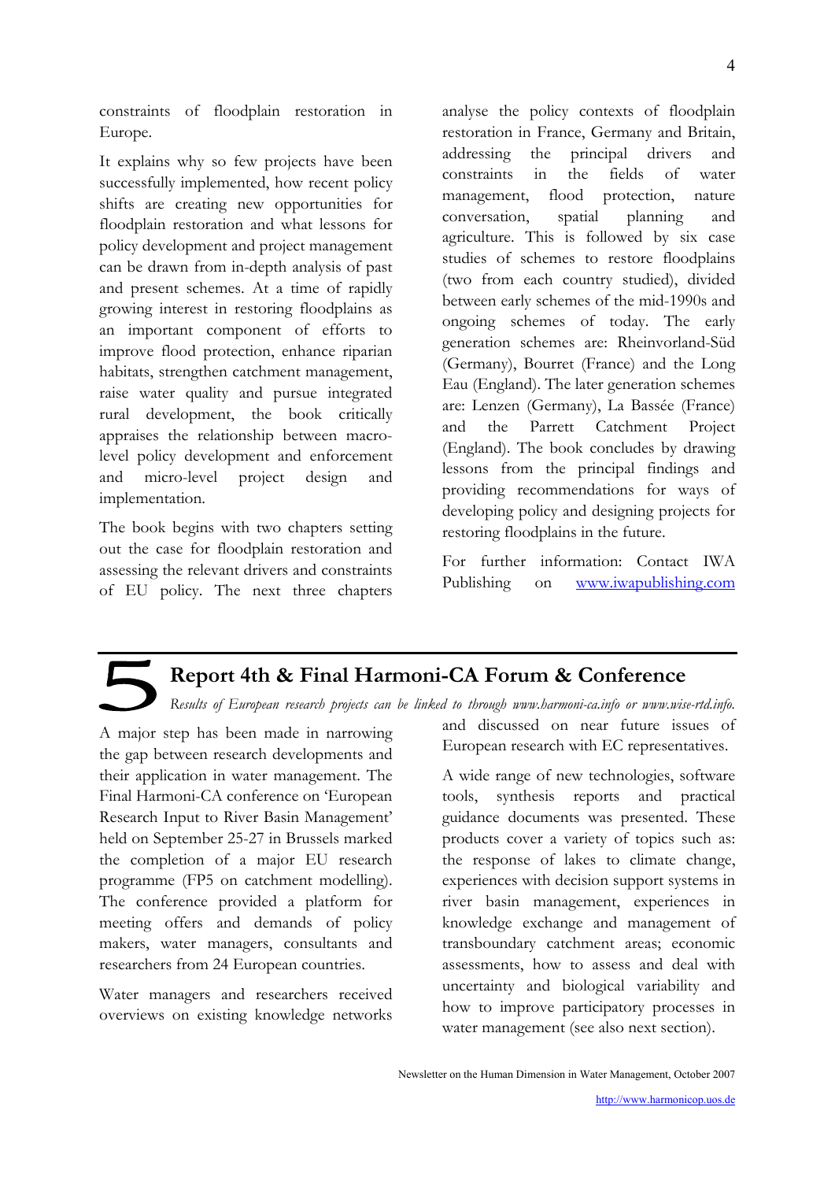constraints of floodplain restoration in Europe.

It explains why so few projects have been successfully implemented, how recent policy shifts are creating new opportunities for floodplain restoration and what lessons for policy development and project management can be drawn from in-depth analysis of past and present schemes. At a time of rapidly growing interest in restoring floodplains as an important component of efforts to improve flood protection, enhance riparian habitats, strengthen catchment management, raise water quality and pursue integrated rural development, the book critically appraises the relationship between macro-level policy development and enforcement and micro-level project design and implementation.

The book begins with two chapters setting out the case for floodplain restoration and assessing the relevant drivers and constraints of EU policy. The next three chapters analyse the policy contexts of floodplain restoration in France, Germany and Britain, addressing the principal drivers and constraints in the fields of water management, flood protection, nature conversation, spatial planning and agriculture. This is followed by six case studies of schemes to restore floodplains (two from each country studied), divided between early schemes of the mid-1990s and ongoing schemes of today. The early generation schemes are: Rheinvorland-Süd (Germany), Bourret (France) and the Long Eau (England). The later generation schemes are: Lenzen (Germany), La Bassée (France) and the Parrett Catchment Project (England). The book concludes by drawing lessons from the principal findings and providing recommendations for ways of developing policy and designing projects for restoring floodplains in the future.

For further information: Contact IWA Publishing on www.iwapublishing.com

## 5 Report 4th & Final Harmoni-CA Forum & Conference

*Results of European research projects can be linked to through www.harmoni-ca.info or www.wise-rtd.info.*

A major step has been made in narrowing the gap between research developments and their application in water management. The Final Harmoni-CA conference on 'European Research Input to River Basin Management' held on September 25-27 in Brussels marked the completion of a major EU research programme (FP5 on catchment modelling). The conference provided a platform for meeting offers and demands of policy makers, water managers, consultants and researchers from 24 European countries.

Water managers and researchers received overviews on existing knowledge networks and discussed on near future issues of European research with EC representatives.

A wide range of new technologies, software tools, synthesis reports and practical guidance documents was presented. These products cover a variety of topics such as: the response of lakes to climate change, experiences with decision support systems in river basin management, experiences in knowledge exchange and management of transboundary catchment areas; economic assessments, how to assess and deal with uncertainty and biological variability and how to improve participatory processes in water management (see also next section).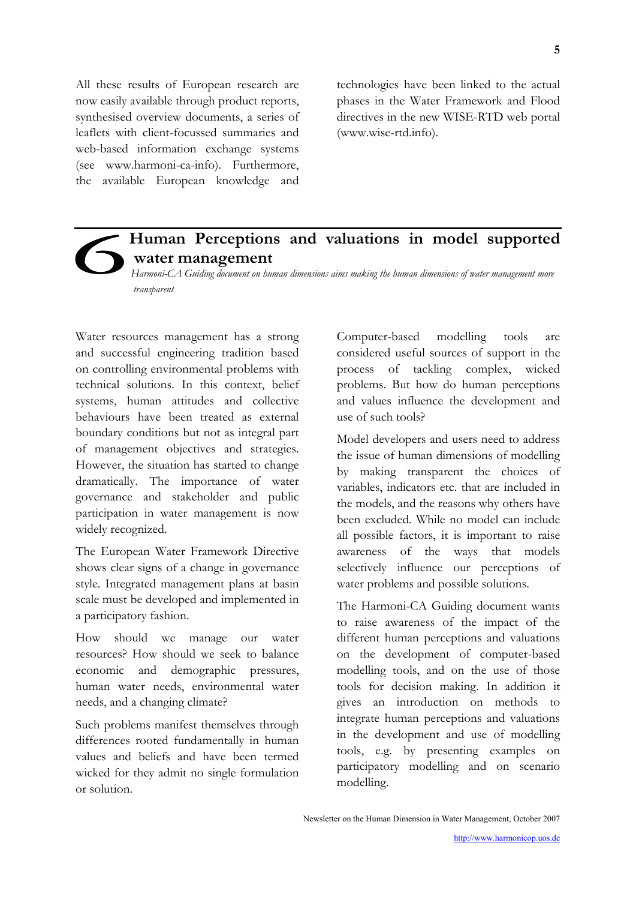All these results of European research are now easily available through product reports, synthesised overview documents, a series of leaflets with client-focussed summaries and web-based information exchange systems (see www.harmoni-ca-info). Furthermore, the available European knowledge and technologies have been linked to the actual phases in the Water Framework and Flood directives in the new WISE-RTD web portal (www.wise-rtd.info).

## 6 Human Perceptions and valuations in model supported water management

*Harmoni-CA Guiding document on human dimensions aims making the human dimensions of water management more transparent*

Water resources management has a strong and successful engineering tradition based on controlling environmental problems with technical solutions. In this context, belief systems, human attitudes and collective behaviours have been treated as external boundary conditions but not as integral part of management objectives and strategies. However, the situation has started to change dramatically. The importance of water governance and stakeholder and public participation in water management is now widely recognized.

The European Water Framework Directive shows clear signs of a change in governance style. Integrated management plans at basin scale must be developed and implemented in a participatory fashion.

How should we manage our water resources? How should we seek to balance economic and demographic pressures, human water needs, environmental water needs, and a changing climate?

Such problems manifest themselves through differences rooted fundamentally in human values and beliefs and have been termed wicked for they admit no single formulation or solution.

Computer-based modelling tools are considered useful sources of support in the process of tackling complex, wicked problems. But how do human perceptions and values influence the development and use of such tools?

Model developers and users need to address the issue of human dimensions of modelling by making transparent the choices of variables, indicators etc. that are included in the models, and the reasons why others have been excluded. While no model can include all possible factors, it is important to raise awareness of the ways that models selectively influence our perceptions of water problems and possible solutions.

The Harmoni-CA Guiding document wants to raise awareness of the impact of the different human perceptions and valuations on the development of computer-based modelling tools, and on the use of those tools for decision making. In addition it gives an introduction on methods to integrate human perceptions and valuations in the development and use of modelling tools, e.g. by presenting examples on participatory modelling and on scenario modelling.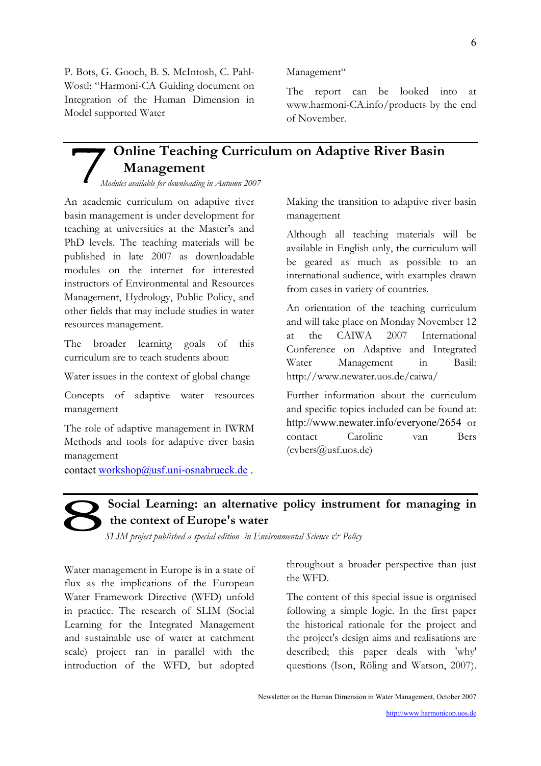P. Bots, G. Gooch, B. S. McIntosh, C. Pahl-Wostl: "Harmoni-CA Guiding document on Integration of the Human Dimension in Model supported Water Management"

The report can be looked into at www.harmoni-CA.info/products by the end of November.

## 7 Online Teaching Curriculum on Adaptive River Basin Management

*Modules available for downloading in Autumn 2007*

An academic curriculum on adaptive river basin management is under development for teaching at universities at the Master's and PhD levels. The teaching materials will be published in late 2007 as downloadable modules on the internet for interested instructors of Environmental and Resources Management, Hydrology, Public Policy, and other fields that may include studies in water resources management.

The broader learning goals of this curriculum are to teach students about:

Water issues in the context of global change

Concepts of adaptive water resources management

The role of adaptive management in IWRM
Methods and tools for adaptive river basin management

contact workshop@usf.uni-osnabrueck.de .

Making the transition to adaptive river basin management

Although all teaching materials will be available in English only, the curriculum will be geared as much as possible to an international audience, with examples drawn from cases in variety of countries.

An orientation of the teaching curriculum and will take place on Monday November 12 at the CAIWA 2007 International Conference on Adaptive and Integrated Water Management in Basil: http://www.newater.uos.de/caiwa/

Further information about the curriculum and specific topics included can be found at: http://www.newater.info/everyone/2654 or contact Caroline van Bers (cvbers@usf.uos.de)

## 8 Social Learning: an alternative policy instrument for managing in the context of Europe's water

*SLIM project published a special edition in Environmental Science & Policy*

Water management in Europe is in a state of flux as the implications of the European Water Framework Directive (WFD) unfold in practice. The research of SLIM (Social Learning for the Integrated Management and sustainable use of water at catchment scale) project ran in parallel with the introduction of the WFD, but adopted throughout a broader perspective than just the WFD.

The content of this special issue is organised following a simple logic. In the first paper the historical rationale for the project and the project's design aims and realisations are described; this paper deals with 'why' questions (Ison, Röling and Watson, 2007).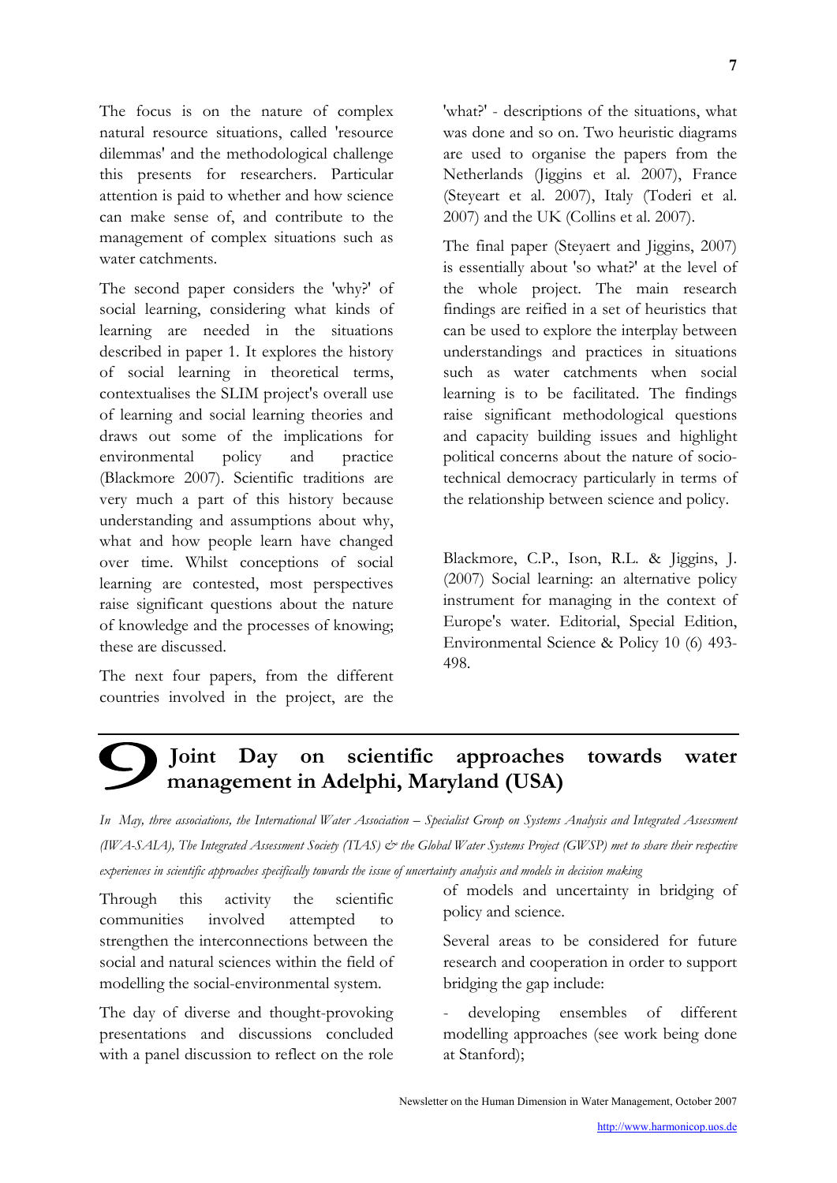The focus is on the nature of complex natural resource situations, called 'resource dilemmas' and the methodological challenge this presents for researchers. Particular attention is paid to whether and how science can make sense of, and contribute to the management of complex situations such as water catchments.

The second paper considers the 'why?' of social learning, considering what kinds of learning are needed in the situations described in paper 1. It explores the history of social learning in theoretical terms, contextualises the SLIM project's overall use of learning and social learning theories and draws out some of the implications for environmental policy and practice (Blackmore 2007). Scientific traditions are very much a part of this history because understanding and assumptions about why, what and how people learn have changed over time. Whilst conceptions of social learning are contested, most perspectives raise significant questions about the nature of knowledge and the processes of knowing; these are discussed.

The next four papers, from the different countries involved in the project, are the 'what?' - descriptions of the situations, what was done and so on. Two heuristic diagrams are used to organise the papers from the Netherlands (Jiggins et al. 2007), France (Steyeart et al. 2007), Italy (Toderi et al. 2007) and the UK (Collins et al. 2007).

The final paper (Steyaert and Jiggins, 2007) is essentially about 'so what?' at the level of the whole project. The main research findings are reified in a set of heuristics that can be used to explore the interplay between understandings and practices in situations such as water catchments when social learning is to be facilitated. The findings raise significant methodological questions and capacity building issues and highlight political concerns about the nature of socio-technical democracy particularly in terms of the relationship between science and policy.

Blackmore, C.P., Ison, R.L. & Jiggins, J. (2007) Social learning: an alternative policy instrument for managing in the context of Europe's water. Editorial, Special Edition, Environmental Science & Policy 10 (6) 493-498.

## 9 Joint Day on scientific approaches towards water management in Adelphi, Maryland (USA)

*In May, three associations, the International Water Association – Specialist Group on Systems Analysis and Integrated Assessment (IWA-SAIA), The Integrated Assessment Society (TIAS) & the Global Water Systems Project (GWSP) met to share their respective experiences in scientific approaches specifically towards the issue of uncertainty analysis and models in decision making*

Through this activity the scientific communities involved attempted to strengthen the interconnections between the social and natural sciences within the field of modelling the social-environmental system.

The day of diverse and thought-provoking presentations and discussions concluded with a panel discussion to reflect on the role of models and uncertainty in bridging of policy and science.

Several areas to be considered for future research and cooperation in order to support bridging the gap include:

- developing ensembles of different modelling approaches (see work being done at Stanford);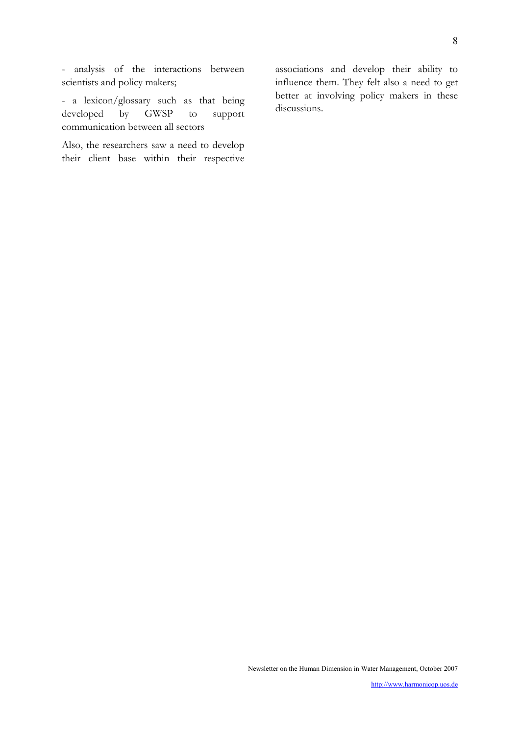- analysis of the interactions between scientists and policy makers;

- a lexicon/glossary such as that being developed by GWSP to support communication between all sectors

Also, the researchers saw a need to develop their client base within their respective associations and develop their ability to influence them. They felt also a need to get better at involving policy makers in these discussions.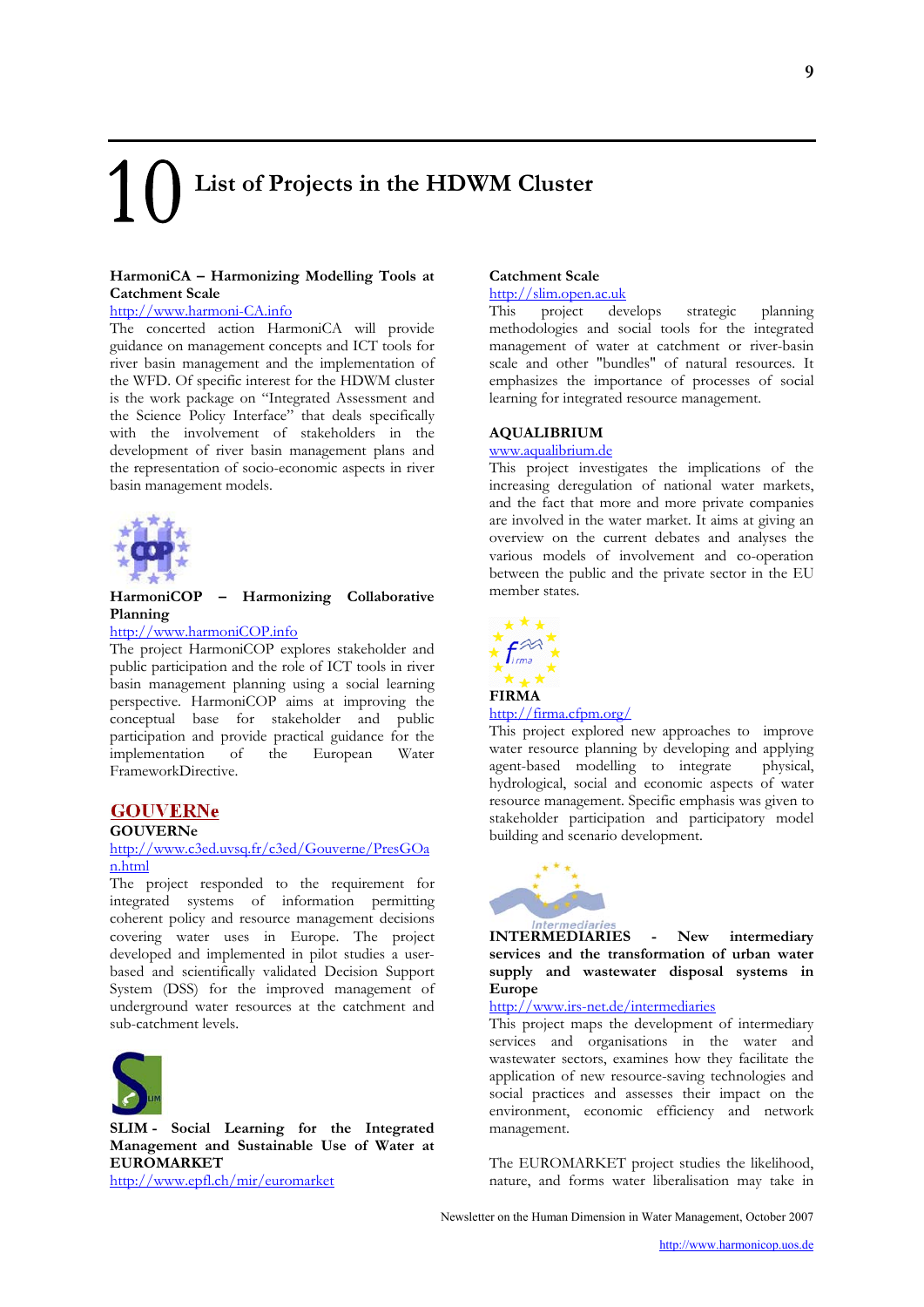# 10 List of Projects in the HDWM Cluster

**HarmoniCA – Harmonizing Modelling Tools at Catchment Scale**

http://www.harmoni-CA.info

The concerted action HarmoniCA will provide guidance on management concepts and ICT tools for river basin management and the implementation of the WFD. Of specific interest for the HDWM cluster is the work package on "Integrated Assessment and the Science Policy Interface" that deals specifically with the involvement of stakeholders in the development of river basin management plans and the representation of socio-economic aspects in river basin management models.

**HarmoniCOP – Harmonizing Collaborative Planning**

http://www.harmoniCOP.info

The project HarmoniCOP explores stakeholder and public participation and the role of ICT tools in river basin management planning using a social learning perspective. HarmoniCOP aims at improving the conceptual base for stakeholder and public participation and provide practical guidance for the implementation of the European Water FrameworkDirective.

**GOUVERNe**

http://www.c3ed.uvsq.fr/c3ed/Gouverne/PresGOan.html

The project responded to the requirement for integrated systems of information permitting coherent policy and resource management decisions covering water uses in Europe. The project developed and implemented in pilot studies a user-based and scientifically validated Decision Support System (DSS) for the improved management of underground water resources at the catchment and sub-catchment levels.

**SLIM - Social Learning for the Integrated Management and Sustainable Use of Water at Catchment Scale**

http://slim.open.ac.uk

This project develops strategic planning methodologies and social tools for the integrated management of water at catchment or river-basin scale and other "bundles" of natural resources. It emphasizes the importance of processes of social learning for integrated resource management.

**AQUALIBRIUM**

www.aqualibrium.de

This project investigates the implications of the increasing deregulation of national water markets, and the fact that more and more private companies are involved in the water market. It aims at giving an overview on the current debates and analyses the various models of involvement and co-operation between the public and the private sector in the EU member states.

**FIRMA**

http://firma.cfpm.org/

This project explored new approaches to improve water resource planning by developing and applying agent-based modelling to integrate physical, hydrological, social and economic aspects of water resource management. Specific emphasis was given to stakeholder participation and participatory model building and scenario development.

**INTERMEDIARIES - New intermediary services and the transformation of urban water supply and wastewater disposal systems in Europe**

http://www.irs-net.de/intermediaries

This project maps the development of intermediary services and organisations in the water and wastewater sectors, examines how they facilitate the application of new resource-saving technologies and social practices and assesses their impact on the environment, economic efficiency and network management.

**EUROMARKET**

http://www.epfl.ch/mir/euromarket

The EUROMARKET project studies the likelihood, nature, and forms water liberalisation may take in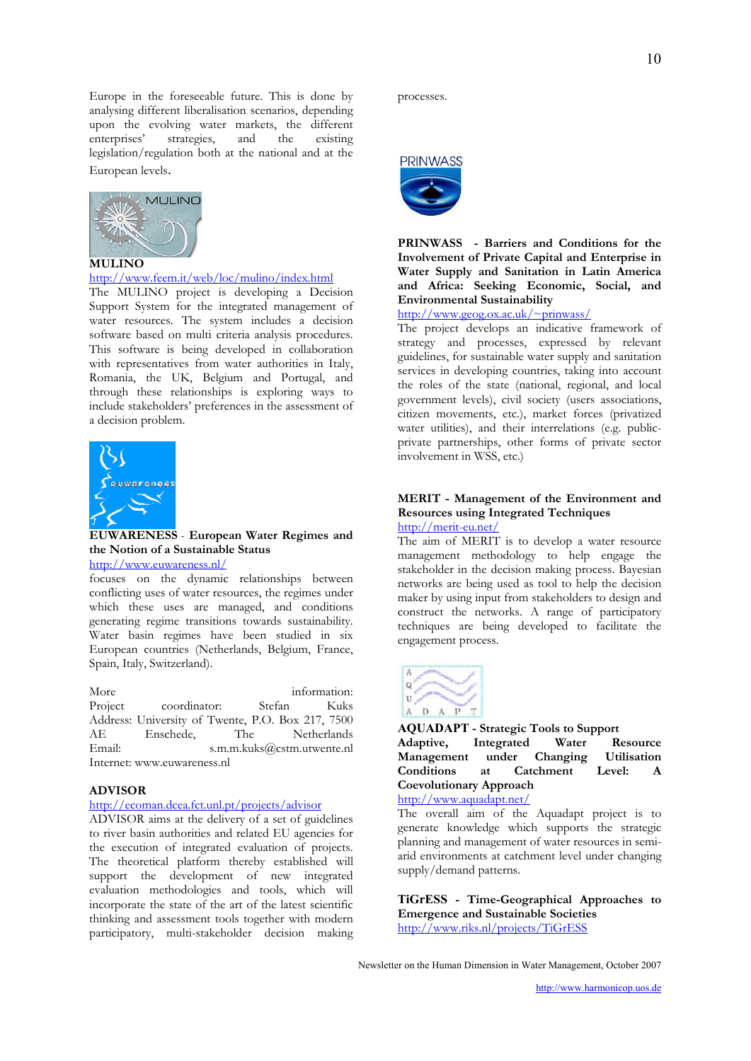Europe in the foreseeable future. This is done by analysing different liberalisation scenarios, depending upon the evolving water markets, the different enterprises' strategies, and the existing legislation/regulation both at the national and at the European levels.

**MULINO**
http://www.feem.it/web/loc/mulino/index.html
The MULINO project is developing a Decision Support System for the integrated management of water resources. The system includes a decision software based on multi criteria analysis procedures. This software is being developed in collaboration with representatives from water authorities in Italy, Romania, the UK, Belgium and Portugal, and through these relationships is exploring ways to include stakeholders' preferences in the assessment of a decision problem.

**EUWARENESS** - **European Water Regimes and the Notion of a Sustainable Status**
http://www.euwareness.nl/
focuses on the dynamic relationships between conflicting uses of water resources, the regimes under which these uses are managed, and conditions generating regime transitions towards sustainability. Water basin regimes have been studied in six European countries (Netherlands, Belgium, France, Spain, Italy, Switzerland).

More information:
Project coordinator: Stefan Kuks
Address: University of Twente, P.O. Box 217, 7500 AE Enschede, The Netherlands
Email: s.m.m.kuks@cstm.utwente.nl
Internet: www.euwareness.nl

**ADVISOR**
http://ecoman.dcea.fct.unl.pt/projects/advisor
ADVISOR aims at the delivery of a set of guidelines to river basin authorities and related EU agencies for the execution of integrated evaluation of projects. The theoretical platform thereby established will support the development of new integrated evaluation methodologies and tools, which will incorporate the state of the art of the latest scientific thinking and assessment tools together with modern participatory, multi-stakeholder decision making processes.

**PRINWASS - Barriers and Conditions for the Involvement of Private Capital and Enterprise in Water Supply and Sanitation in Latin America and Africa: Seeking Economic, Social, and Environmental Sustainability**
http://www.geog.ox.ac.uk/~prinwass/
The project develops an indicative framework of strategy and processes, expressed by relevant guidelines, for sustainable water supply and sanitation services in developing countries, taking into account the roles of the state (national, regional, and local government levels), civil society (users associations, citizen movements, etc.), market forces (privatized water utilities), and their interrelations (e.g. public-private partnerships, other forms of private sector involvement in WSS, etc.)

**MERIT - Management of the Environment and Resources using Integrated Techniques**
http://merit-eu.net/
The aim of MERIT is to develop a water resource management methodology to help engage the stakeholder in the decision making process. Bayesian networks are being used as tool to help the decision maker by using input from stakeholders to design and construct the networks. A range of participatory techniques are being developed to facilitate the engagement process.

**AQUADAPT - Strategic Tools to Support Adaptive, Integrated Water Resource Management under Changing Utilisation Conditions at Catchment Level: A Coevolutionary Approach**
http://www.aquadapt.net/
The overall aim of the Aquadapt project is to generate knowledge which supports the strategic planning and management of water resources in semi-arid environments at catchment level under changing supply/demand patterns.

**TiGrESS - Time-Geographical Approaches to Emergence and Sustainable Societies**
http://www.riks.nl/projects/TiGrESS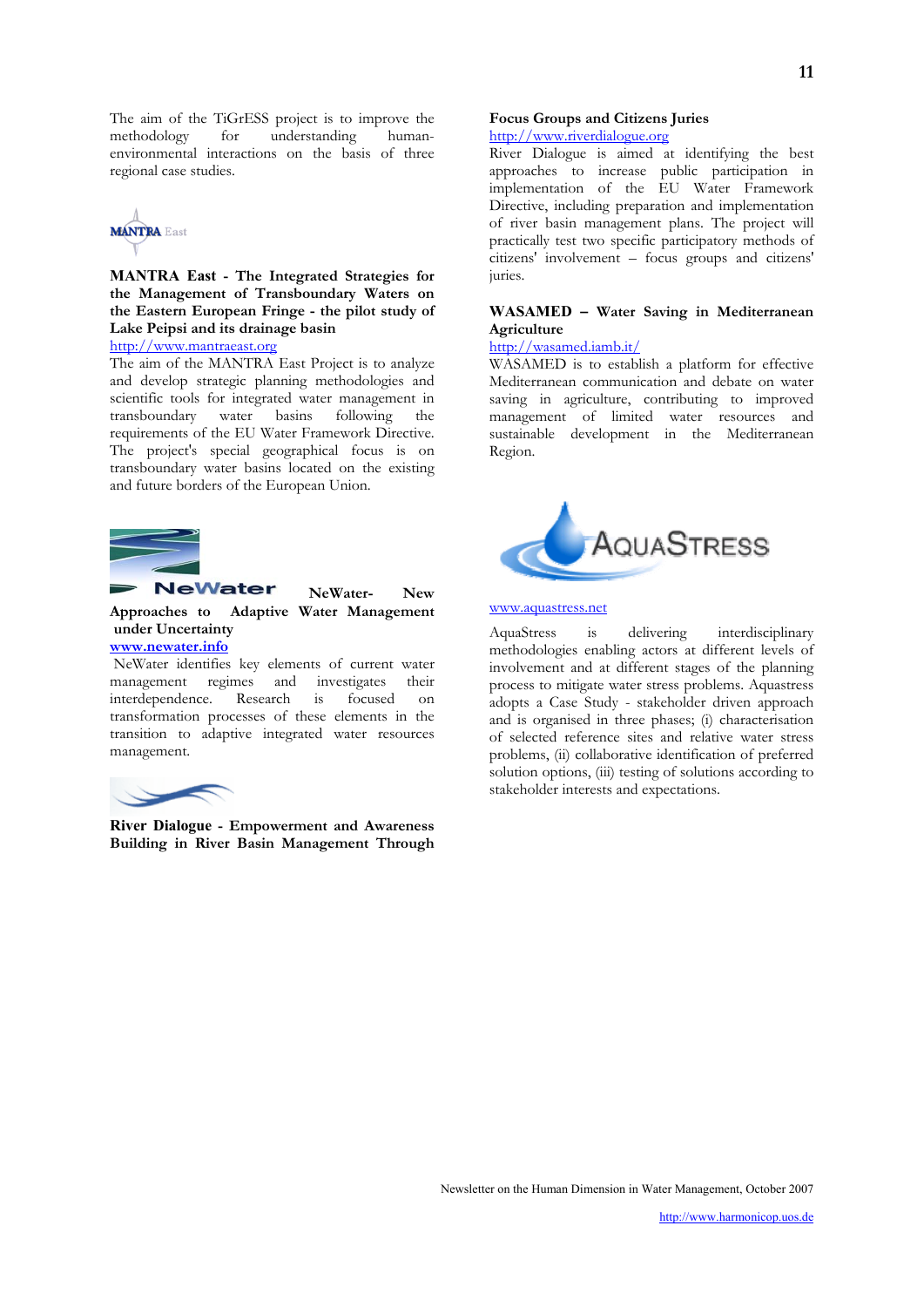The aim of the TiGrESS project is to improve the methodology for understanding human-environmental interactions on the basis of three regional case studies.

**MANTRA East - The Integrated Strategies for the Management of Transboundary Waters on the Eastern European Fringe - the pilot study of Lake Peipsi and its drainage basin**

http://www.mantraeast.org

The aim of the MANTRA East Project is to analyze and develop strategic planning methodologies and scientific tools for integrated water management in transboundary water basins following the requirements of the EU Water Framework Directive. The project's special geographical focus is on transboundary water basins located on the existing and future borders of the European Union.

**NeWater- New Approaches to Adaptive Water Management under Uncertainty**

**www.newater.info**

NeWater identifies key elements of current water management regimes and investigates their interdependence. Research is focused on transformation processes of these elements in the transition to adaptive integrated water resources management.

**River Dialogue - Empowerment and Awareness Building in River Basin Management Through Focus Groups and Citizens Juries**

http://www.riverdialogue.org

River Dialogue is aimed at identifying the best approaches to increase public participation in implementation of the EU Water Framework Directive, including preparation and implementation of river basin management plans. The project will practically test two specific participatory methods of citizens' involvement – focus groups and citizens' juries.

**WASAMED – Water Saving in Mediterranean Agriculture**

http://wasamed.iamb.it/

WASAMED is to establish a platform for effective Mediterranean communication and debate on water saving in agriculture, contributing to improved management of limited water resources and sustainable development in the Mediterranean Region.

www.aquastress.net

AquaStress is delivering interdisciplinary methodologies enabling actors at different levels of involvement and at different stages of the planning process to mitigate water stress problems. Aquastress adopts a Case Study - stakeholder driven approach and is organised in three phases; (i) characterisation of selected reference sites and relative water stress problems, (ii) collaborative identification of preferred solution options, (iii) testing of solutions according to stakeholder interests and expectations.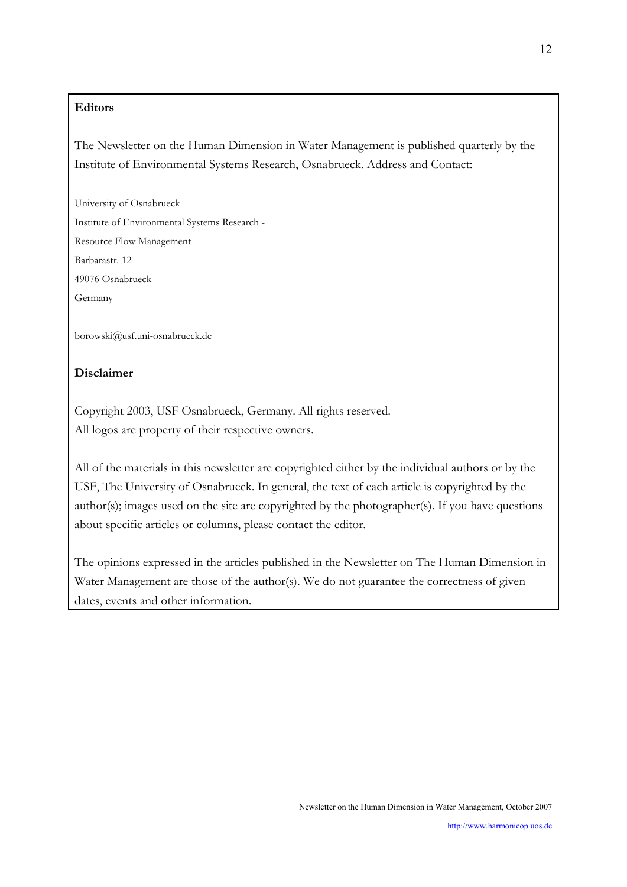## Editors

The Newsletter on the Human Dimension in Water Management is published quarterly by the Institute of Environmental Systems Research, Osnabrueck. Address and Contact:

University of Osnabrueck
Institute of Environmental Systems Research -
Resource Flow Management
Barbarastr. 12
49076 Osnabrueck
Germany

borowski@usf.uni-osnabrueck.de

## Disclaimer

Copyright 2003, USF Osnabrueck, Germany. All rights reserved.
All logos are property of their respective owners.

All of the materials in this newsletter are copyrighted either by the individual authors or by the USF, The University of Osnabrueck. In general, the text of each article is copyrighted by the author(s); images used on the site are copyrighted by the photographer(s). If you have questions about specific articles or columns, please contact the editor.

The opinions expressed in the articles published in the Newsletter on The Human Dimension in Water Management are those of the author(s). We do not guarantee the correctness of given dates, events and other information.